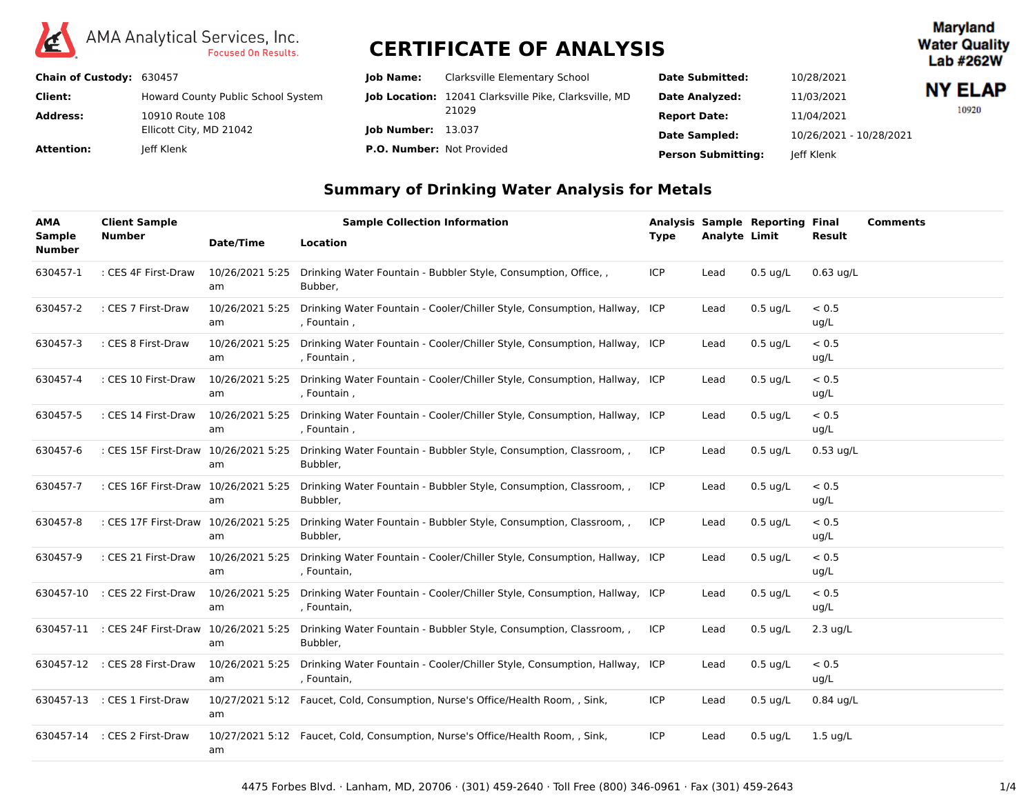AMA Analytical Services, Inc.
Focused On Results.

# CERTIFICATE OF ANALYSIS

Maryland Water Quality Lab #262W

NY ELAP 10920

**Chain of Custody:** 630457
**Client:** Howard County Public School System
**Address:** 10910 Route 108
Ellicott City, MD 21042
**Attention:** Jeff Klenk

**Job Name:** Clarksville Elementary School
**Job Location:** 12041 Clarksville Pike, Clarksville, MD 21029
**Job Number:** 13.037
**P.O. Number:** Not Provided

**Date Submitted:** 10/28/2021
**Date Analyzed:** 11/03/2021
**Report Date:** 11/04/2021
**Date Sampled:** 10/26/2021 - 10/28/2021
**Person Submitting:** Jeff Klenk

## Summary of Drinking Water Analysis for Metals

| AMA Sample Number | Client Sample Number | Sample Collection Information | | Analysis Type | Sample Analyte | Reporting Limit | Final Result | Comments |
|---|---|---|---|---|---|---|---|---|
| | | Date/Time | Location | | | | | |
| 630457-1 | : CES 4F First-Draw | 10/26/2021 5:25 am | Drinking Water Fountain - Bubbler Style, Consumption, Office, , Bubber, | ICP | Lead | 0.5 ug/L | 0.63 ug/L | |
| 630457-2 | : CES 7 First-Draw | 10/26/2021 5:25 am | Drinking Water Fountain - Cooler/Chiller Style, Consumption, Hallway, , Fountain , | ICP | Lead | 0.5 ug/L | < 0.5 ug/L | |
| 630457-3 | : CES 8 First-Draw | 10/26/2021 5:25 am | Drinking Water Fountain - Cooler/Chiller Style, Consumption, Hallway, , Fountain , | ICP | Lead | 0.5 ug/L | < 0.5 ug/L | |
| 630457-4 | : CES 10 First-Draw | 10/26/2021 5:25 am | Drinking Water Fountain - Cooler/Chiller Style, Consumption, Hallway, , Fountain , | ICP | Lead | 0.5 ug/L | < 0.5 ug/L | |
| 630457-5 | : CES 14 First-Draw | 10/26/2021 5:25 am | Drinking Water Fountain - Cooler/Chiller Style, Consumption, Hallway, , Fountain , | ICP | Lead | 0.5 ug/L | < 0.5 ug/L | |
| 630457-6 | : CES 15F First-Draw | 10/26/2021 5:25 am | Drinking Water Fountain - Bubbler Style, Consumption, Classroom, , Bubbler, | ICP | Lead | 0.5 ug/L | 0.53 ug/L | |
| 630457-7 | : CES 16F First-Draw | 10/26/2021 5:25 am | Drinking Water Fountain - Bubbler Style, Consumption, Classroom, , Bubbler, | ICP | Lead | 0.5 ug/L | < 0.5 ug/L | |
| 630457-8 | : CES 17F First-Draw | 10/26/2021 5:25 am | Drinking Water Fountain - Bubbler Style, Consumption, Classroom, , Bubbler, | ICP | Lead | 0.5 ug/L | < 0.5 ug/L | |
| 630457-9 | : CES 21 First-Draw | 10/26/2021 5:25 am | Drinking Water Fountain - Cooler/Chiller Style, Consumption, Hallway, , Fountain, | ICP | Lead | 0.5 ug/L | < 0.5 ug/L | |
| 630457-10 | : CES 22 First-Draw | 10/26/2021 5:25 am | Drinking Water Fountain - Cooler/Chiller Style, Consumption, Hallway, , Fountain, | ICP | Lead | 0.5 ug/L | < 0.5 ug/L | |
| 630457-11 | : CES 24F First-Draw | 10/26/2021 5:25 am | Drinking Water Fountain - Bubbler Style, Consumption, Classroom, , Bubbler, | ICP | Lead | 0.5 ug/L | 2.3 ug/L | |
| 630457-12 | : CES 28 First-Draw | 10/26/2021 5:25 am | Drinking Water Fountain - Cooler/Chiller Style, Consumption, Hallway, , Fountain, | ICP | Lead | 0.5 ug/L | < 0.5 ug/L | |
| 630457-13 | : CES 1 First-Draw | 10/27/2021 5:12 am | Faucet, Cold, Consumption, Nurse's Office/Health Room, , Sink, | ICP | Lead | 0.5 ug/L | 0.84 ug/L | |
| 630457-14 | : CES 2 First-Draw | 10/27/2021 5:12 am | Faucet, Cold, Consumption, Nurse's Office/Health Room, , Sink, | ICP | Lead | 0.5 ug/L | 1.5 ug/L | |

4475 Forbes Blvd. · Lanham, MD, 20706 · (301) 459-2640 · Toll Free (800) 346-0961 · Fax (301) 459-2643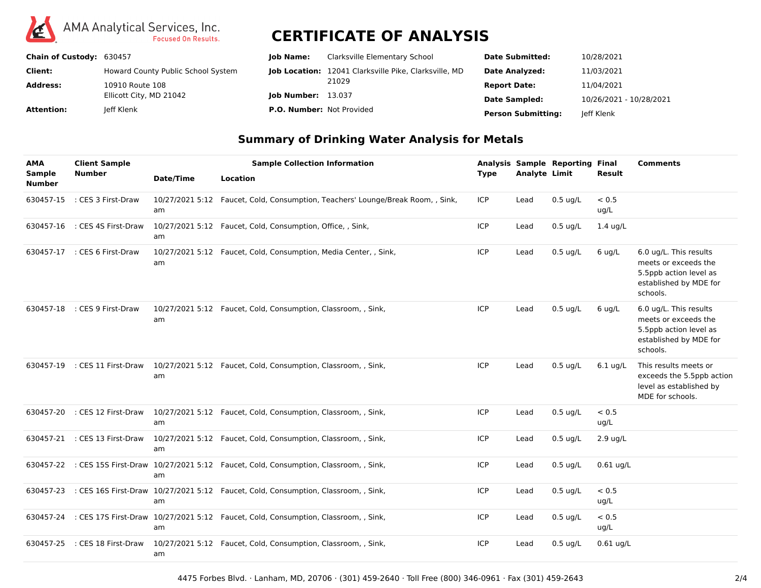AMA Analytical Services, Inc.
Focused On Results.

# CERTIFICATE OF ANALYSIS

| | | | | | |
|---|---|---|---|---|---|
| **Chain of Custody:** | 630457 | **Job Name:** | Clarksville Elementary School | **Date Submitted:** | 10/28/2021 |
| **Client:** | Howard County Public School System | **Job Location:** | 12041 Clarksville Pike, Clarksville, MD 21029 | **Date Analyzed:** | 11/03/2021 |
| **Address:** | 10910 Route 108 Ellicott City, MD 21042 | **Job Number:** | 13.037 | **Report Date:** | 11/04/2021 |
| | | | | **Date Sampled:** | 10/26/2021 - 10/28/2021 |
| **Attention:** | Jeff Klenk | **P.O. Number:** | Not Provided | **Person Submitting:** | Jeff Klenk |

## Summary of Drinking Water Analysis for Metals

| AMA Sample Number | Client Sample Number | Sample Collection Information | | Analysis Type | Sample Analyte | Reporting Limit | Final Result | Comments |
|---|---|---|---|---|---|---|---|---|
| | | Date/Time | Location | | | | | |
| 630457-15 | : CES 3 First-Draw | 10/27/2021 5:12 am | Faucet, Cold, Consumption, Teachers' Lounge/Break Room, , Sink, | ICP | Lead | 0.5 ug/L | < 0.5 ug/L | |
| 630457-16 | : CES 4S First-Draw | 10/27/2021 5:12 am | Faucet, Cold, Consumption, Office, , Sink, | ICP | Lead | 0.5 ug/L | 1.4 ug/L | |
| 630457-17 | : CES 6 First-Draw | 10/27/2021 5:12 am | Faucet, Cold, Consumption, Media Center, , Sink, | ICP | Lead | 0.5 ug/L | 6 ug/L | 6.0 ug/L. This results meets or exceeds the 5.5ppb action level as established by MDE for schools. |
| 630457-18 | : CES 9 First-Draw | 10/27/2021 5:12 am | Faucet, Cold, Consumption, Classroom, , Sink, | ICP | Lead | 0.5 ug/L | 6 ug/L | 6.0 ug/L. This results meets or exceeds the 5.5ppb action level as established by MDE for schools. |
| 630457-19 | : CES 11 First-Draw | 10/27/2021 5:12 am | Faucet, Cold, Consumption, Classroom, , Sink, | ICP | Lead | 0.5 ug/L | 6.1 ug/L | This results meets or exceeds the 5.5ppb action level as established by MDE for schools. |
| 630457-20 | : CES 12 First-Draw | 10/27/2021 5:12 am | Faucet, Cold, Consumption, Classroom, , Sink, | ICP | Lead | 0.5 ug/L | < 0.5 ug/L | |
| 630457-21 | : CES 13 First-Draw | 10/27/2021 5:12 am | Faucet, Cold, Consumption, Classroom, , Sink, | ICP | Lead | 0.5 ug/L | 2.9 ug/L | |
| 630457-22 | : CES 15S First-Draw | 10/27/2021 5:12 am | Faucet, Cold, Consumption, Classroom, , Sink, | ICP | Lead | 0.5 ug/L | 0.61 ug/L | |
| 630457-23 | : CES 16S First-Draw | 10/27/2021 5:12 am | Faucet, Cold, Consumption, Classroom, , Sink, | ICP | Lead | 0.5 ug/L | < 0.5 ug/L | |
| 630457-24 | : CES 17S First-Draw | 10/27/2021 5:12 am | Faucet, Cold, Consumption, Classroom, , Sink, | ICP | Lead | 0.5 ug/L | < 0.5 ug/L | |
| 630457-25 | : CES 18 First-Draw | 10/27/2021 5:12 am | Faucet, Cold, Consumption, Classroom, , Sink, | ICP | Lead | 0.5 ug/L | 0.61 ug/L | |

4475 Forbes Blvd. · Lanham, MD, 20706 · (301) 459-2640 · Toll Free (800) 346-0961 · Fax (301) 459-2643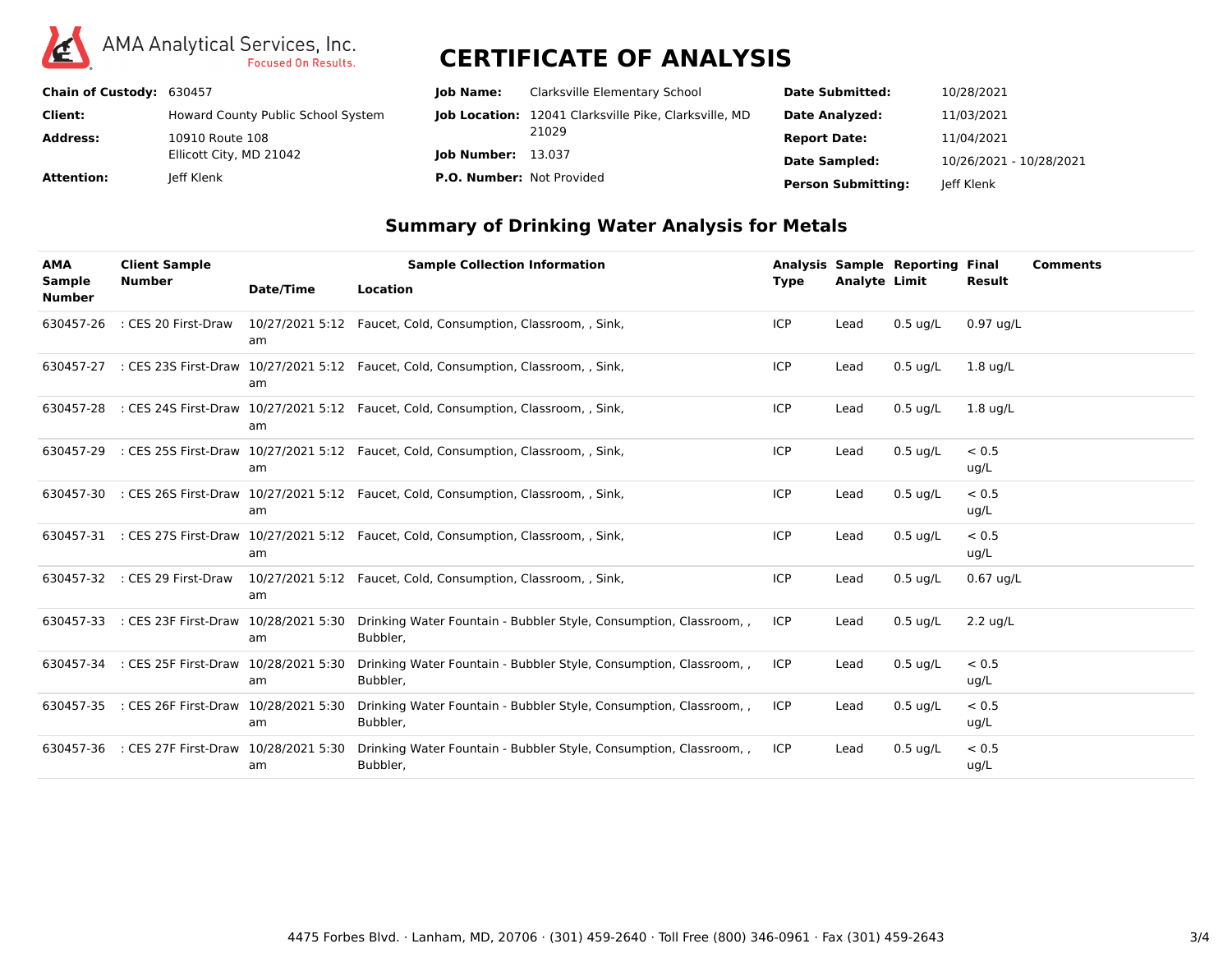AMA Analytical Services, Inc.
Focused On Results.

# CERTIFICATE OF ANALYSIS

| | | | | | |
|---|---|---|---|---|---|
| **Chain of Custody:** | 630457 | **Job Name:** | Clarksville Elementary School | **Date Submitted:** | 10/28/2021 |
| **Client:** | Howard County Public School System | **Job Location:** | 12041 Clarksville Pike, Clarksville, MD 21029 | **Date Analyzed:** | 11/03/2021 |
| **Address:** | 10910 Route 108 Ellicott City, MD 21042 | **Job Number:** | 13.037 | **Report Date:** | 11/04/2021 |
| | | | | **Date Sampled:** | 10/26/2021 - 10/28/2021 |
| **Attention:** | Jeff Klenk | **P.O. Number:** | Not Provided | **Person Submitting:** | Jeff Klenk |

## Summary of Drinking Water Analysis for Metals

| AMA Sample Number | Client Sample Number | Sample Collection Information | | Analysis Type | Sample Analyte | Reporting Limit | Final Result | Comments |
|---|---|---|---|---|---|---|---|---|
| | | Date/Time | Location | | | | | |
| 630457-26 | : CES 20 First-Draw | 10/27/2021 5:12 am | Faucet, Cold, Consumption, Classroom, , Sink, | ICP | Lead | 0.5 ug/L | 0.97 ug/L | |
| 630457-27 | : CES 23S First-Draw | 10/27/2021 5:12 am | Faucet, Cold, Consumption, Classroom, , Sink, | ICP | Lead | 0.5 ug/L | 1.8 ug/L | |
| 630457-28 | : CES 24S First-Draw | 10/27/2021 5:12 am | Faucet, Cold, Consumption, Classroom, , Sink, | ICP | Lead | 0.5 ug/L | 1.8 ug/L | |
| 630457-29 | : CES 25S First-Draw | 10/27/2021 5:12 am | Faucet, Cold, Consumption, Classroom, , Sink, | ICP | Lead | 0.5 ug/L | < 0.5 ug/L | |
| 630457-30 | : CES 26S First-Draw | 10/27/2021 5:12 am | Faucet, Cold, Consumption, Classroom, , Sink, | ICP | Lead | 0.5 ug/L | < 0.5 ug/L | |
| 630457-31 | : CES 27S First-Draw | 10/27/2021 5:12 am | Faucet, Cold, Consumption, Classroom, , Sink, | ICP | Lead | 0.5 ug/L | < 0.5 ug/L | |
| 630457-32 | : CES 29 First-Draw | 10/27/2021 5:12 am | Faucet, Cold, Consumption, Classroom, , Sink, | ICP | Lead | 0.5 ug/L | 0.67 ug/L | |
| 630457-33 | : CES 23F First-Draw | 10/28/2021 5:30 am | Drinking Water Fountain - Bubbler Style, Consumption, Classroom, , Bubbler, | ICP | Lead | 0.5 ug/L | 2.2 ug/L | |
| 630457-34 | : CES 25F First-Draw | 10/28/2021 5:30 am | Drinking Water Fountain - Bubbler Style, Consumption, Classroom, , Bubbler, | ICP | Lead | 0.5 ug/L | < 0.5 ug/L | |
| 630457-35 | : CES 26F First-Draw | 10/28/2021 5:30 am | Drinking Water Fountain - Bubbler Style, Consumption, Classroom, , Bubbler, | ICP | Lead | 0.5 ug/L | < 0.5 ug/L | |
| 630457-36 | : CES 27F First-Draw | 10/28/2021 5:30 am | Drinking Water Fountain - Bubbler Style, Consumption, Classroom, , Bubbler, | ICP | Lead | 0.5 ug/L | < 0.5 ug/L | |

4475 Forbes Blvd. · Lanham, MD, 20706 · (301) 459-2640 · Toll Free (800) 346-0961 · Fax (301) 459-2643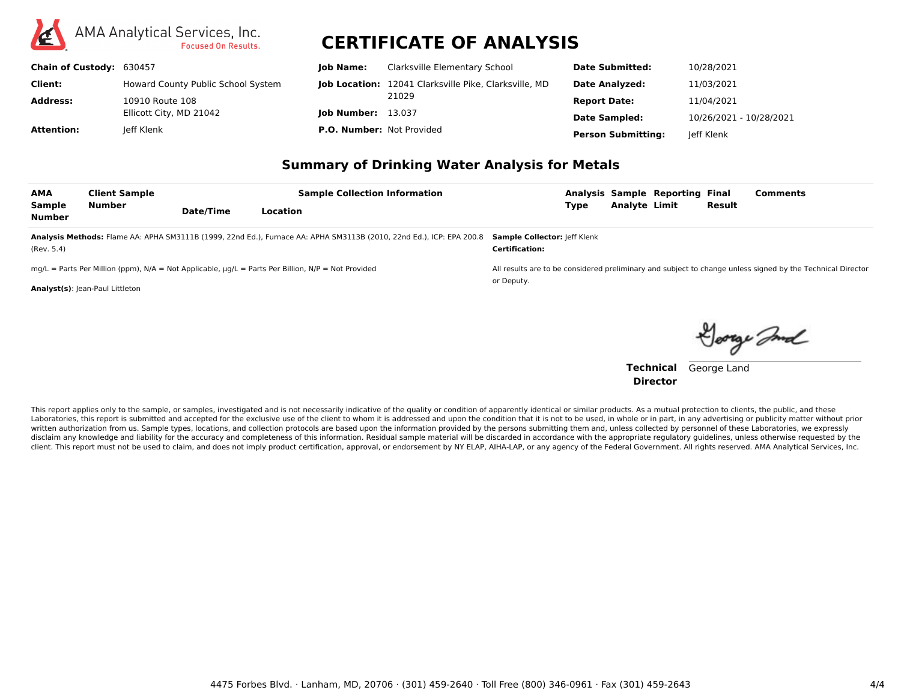AMA Analytical Services, Inc.
Focused On Results.

# CERTIFICATE OF ANALYSIS

| | | | | | |
|---|---|---|---|---|---|
| **Chain of Custody:** | 630457 | **Job Name:** | Clarksville Elementary School | **Date Submitted:** | 10/28/2021 |
| **Client:** | Howard County Public School System | **Job Location:** | 12041 Clarksville Pike, Clarksville, MD 21029 | **Date Analyzed:** | 11/03/2021 |
| **Address:** | 10910 Route 108 Ellicott City, MD 21042 | **Job Number:** | 13.037 | **Report Date:** | 11/04/2021 |
| | | | | **Date Sampled:** | 10/26/2021 - 10/28/2021 |
| **Attention:** | Jeff Klenk | **P.O. Number:** | Not Provided | **Person Submitting:** | Jeff Klenk |

## Summary of Drinking Water Analysis for Metals

| AMA Sample Number | Client Sample Number | Sample Collection Information | | Analysis Type | Sample Analyte | Reporting Limit | Final Result | Comments |
|---|---|---|---|---|---|---|---|---|
| | | Date/Time | Location | | | | | |

**Analysis Methods:** Flame AA: APHA SM3111B (1999, 22nd Ed.), Furnace AA: APHA SM3113B (2010, 22nd Ed.), ICP: EPA 200.8 (Rev. 5.4)

mg/L = Parts Per Million (ppm), N/A = Not Applicable, µg/L = Parts Per Billion, N/P = Not Provided

**Analyst(s)**: Jean-Paul Littleton

**Sample Collector:** Jeff Klenk
**Certification:**

All results are to be considered preliminary and subject to change unless signed by the Technical Director or Deputy.

**Technical Director** George Land

This report applies only to the sample, or samples, investigated and is not necessarily indicative of the quality or condition of apparently identical or similar products. As a mutual protection to clients, the public, and these Laboratories, this report is submitted and accepted for the exclusive use of the client to whom it is addressed and upon the condition that it is not to be used, in whole or in part, in any advertising or publicity matter without prior written authorization from us. Sample types, locations, and collection protocols are based upon the information provided by the persons submitting them and, unless collected by personnel of these Laboratories, we expressly disclaim any knowledge and liability for the accuracy and completeness of this information. Residual sample material will be discarded in accordance with the appropriate regulatory guidelines, unless otherwise requested by the client. This report must not be used to claim, and does not imply product certification, approval, or endorsement by NY ELAP, AIHA-LAP, or any agency of the Federal Government. All rights reserved. AMA Analytical Services, Inc.

4475 Forbes Blvd. · Lanham, MD, 20706 · (301) 459-2640 · Toll Free (800) 346-0961 · Fax (301) 459-2643